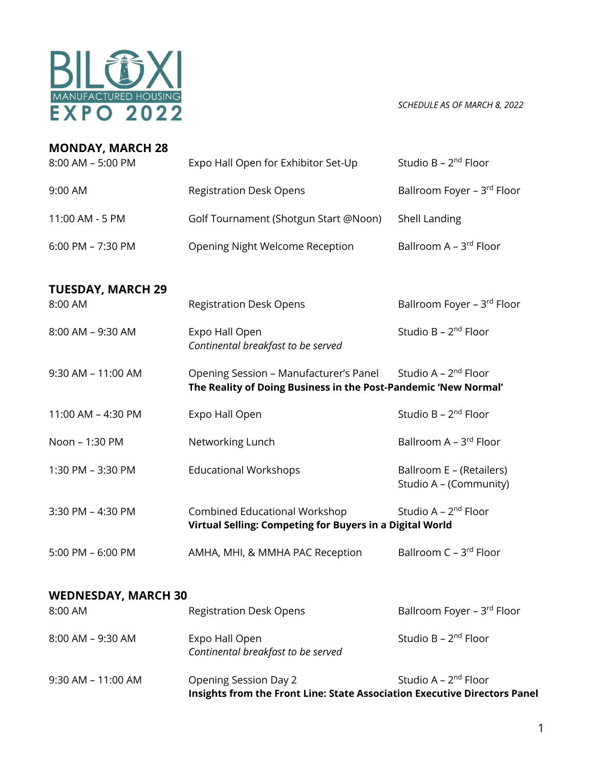# BILOXI MANUFACTURED HOUSING EXPO 2022

*SCHEDULE AS OF MARCH 8, 2022*

## MONDAY, MARCH 28

| | | |
|---|---|---|
| 8:00 AM – 5:00 PM | Expo Hall Open for Exhibitor Set-Up | Studio B – 2nd Floor |
| 9:00 AM | Registration Desk Opens | Ballroom Foyer – 3rd Floor |
| 11:00 AM - 5 PM | Golf Tournament (Shotgun Start @Noon) | Shell Landing |
| 6:00 PM – 7:30 PM | Opening Night Welcome Reception | Ballroom A – 3rd Floor |

## TUESDAY, MARCH 29

| | | |
|---|---|---|
| 8:00 AM | Registration Desk Opens | Ballroom Foyer – 3rd Floor |
| 8:00 AM – 9:30 AM | Expo Hall Open<br>*Continental breakfast to be served* | Studio B – 2nd Floor |
| 9:30 AM – 11:00 AM | Opening Session – Manufacturer's Panel<br>**The Reality of Doing Business in the Post-Pandemic 'New Normal'** | Studio A – 2nd Floor |
| 11:00 AM – 4:30 PM | Expo Hall Open | Studio B – 2nd Floor |
| Noon – 1:30 PM | Networking Lunch | Ballroom A – 3rd Floor |
| 1:30 PM – 3:30 PM | Educational Workshops | Ballroom E – (Retailers)<br>Studio A – (Community) |
| 3:30 PM – 4:30 PM | Combined Educational Workshop<br>**Virtual Selling: Competing for Buyers in a Digital World** | Studio A – 2nd Floor |
| 5:00 PM – 6:00 PM | AMHA, MHI, & MMHA PAC Reception | Ballroom C – 3rd Floor |

## WEDNESDAY, MARCH 30

| | | |
|---|---|---|
| 8:00 AM | Registration Desk Opens | Ballroom Foyer – 3rd Floor |
| 8:00 AM – 9:30 AM | Expo Hall Open<br>*Continental breakfast to be served* | Studio B – 2nd Floor |
| 9:30 AM – 11:00 AM | Opening Session Day 2<br>**Insights from the Front Line: State Association Executive Directors Panel** | Studio A – 2nd Floor |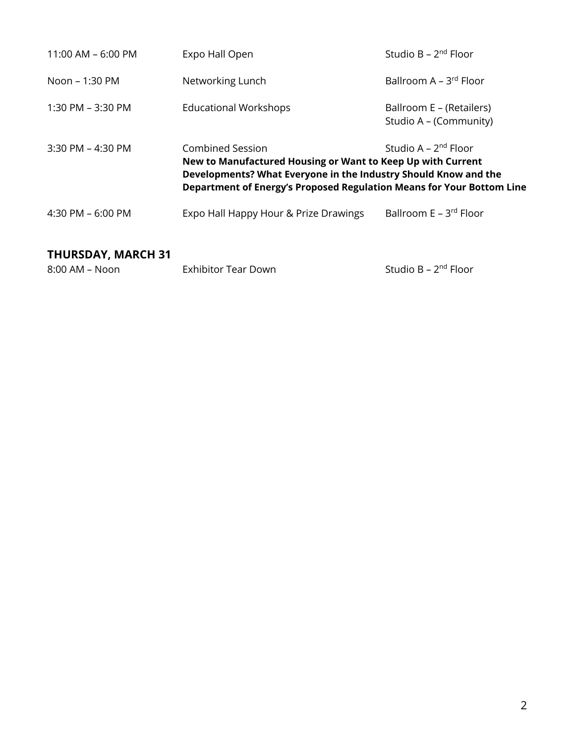| | | |
|---|---|---|
| 11:00 AM – 6:00 PM | Expo Hall Open | Studio B – 2nd Floor |
| Noon – 1:30 PM | Networking Lunch | Ballroom A – 3rd Floor |
| 1:30 PM – 3:30 PM | Educational Workshops | Ballroom E – (Retailers) Studio A – (Community) |
| 3:30 PM – 4:30 PM | Combined Session | Studio A – 2nd Floor |

**New to Manufactured Housing or Want to Keep Up with Current Developments? What Everyone in the Industry Should Know and the Department of Energy's Proposed Regulation Means for Your Bottom Line**

| | | |
|---|---|---|
| 4:30 PM – 6:00 PM | Expo Hall Happy Hour & Prize Drawings | Ballroom E – 3rd Floor |

## THURSDAY, MARCH 31

| | | |
|---|---|---|
| 8:00 AM – Noon | Exhibitor Tear Down | Studio B – 2nd Floor |